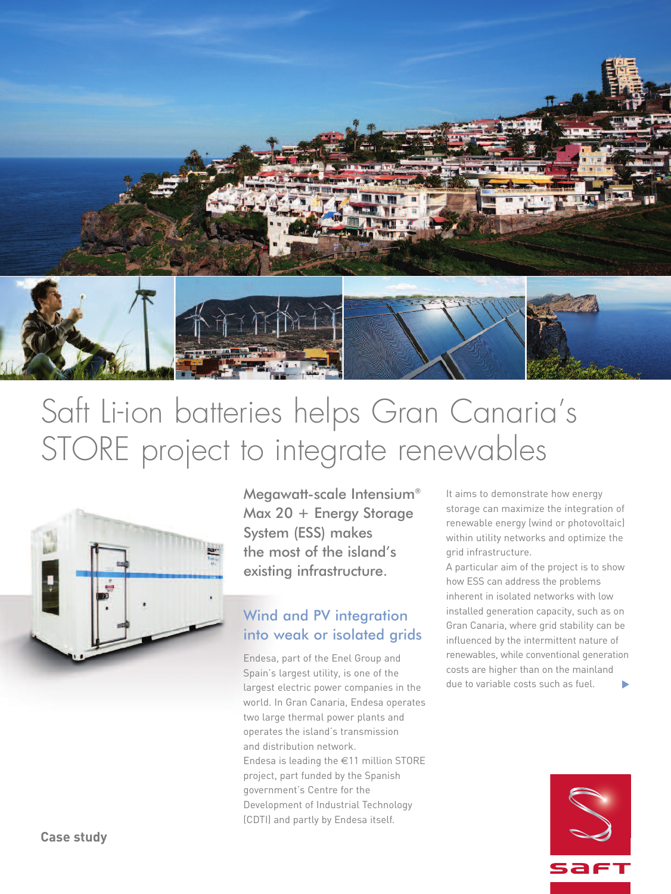# Saft Li-ion batteries helps Gran Canaria's STORE project to integrate renewables

Megawatt-scale Intensium® Max 20 + Energy Storage System (ESS) makes the most of the island's existing infrastructure.

## Wind and PV integration into weak or isolated grids

Endesa, part of the Enel Group and Spain's largest utility, is one of the largest electric power companies in the world. In Gran Canaria, Endesa operates two large thermal power plants and operates the island's transmission and distribution network.

Endesa is leading the €11 million STORE project, part funded by the Spanish government's Centre for the Development of Industrial Technology (CDTI) and partly by Endesa itself.

It aims to demonstrate how energy storage can maximize the integration of renewable energy (wind or photovoltaic) within utility networks and optimize the grid infrastructure.

A particular aim of the project is to show how ESS can address the problems inherent in isolated networks with low installed generation capacity, such as on Gran Canaria, where grid stability can be influenced by the intermittent nature of renewables, while conventional generation costs are higher than on the mainland due to variable costs such as fuel.

**Case study**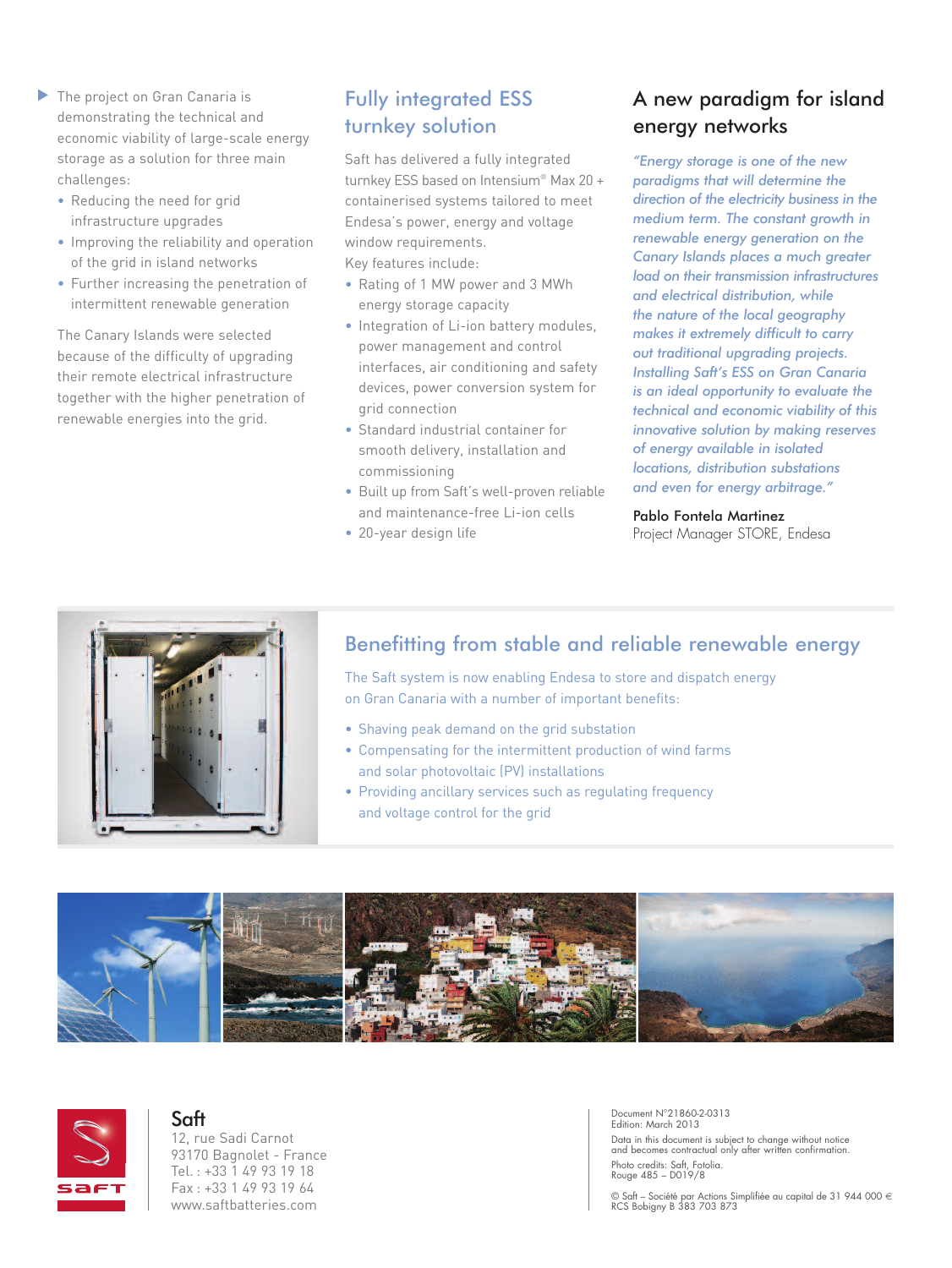- The project on Gran Canaria is demonstrating the technical and economic viability of large-scale energy storage as a solution for three main challenges:
  - Reducing the need for grid infrastructure upgrades
  - Improving the reliability and operation of the grid in island networks
  - Further increasing the penetration of intermittent renewable generation

The Canary Islands were selected because of the difficulty of upgrading their remote electrical infrastructure together with the higher penetration of renewable energies into the grid.

## Fully integrated ESS turnkey solution

Saft has delivered a fully integrated turnkey ESS based on Intensium® Max 20 + containerised systems tailored to meet Endesa's power, energy and voltage window requirements.

Key features include:

- Rating of 1 MW power and 3 MWh energy storage capacity
- Integration of Li-ion battery modules, power management and control interfaces, air conditioning and safety devices, power conversion system for grid connection
- Standard industrial container for smooth delivery, installation and commissioning
- Built up from Saft's well-proven reliable and maintenance-free Li-ion cells
- 20-year design life

## A new paradigm for island energy networks

*"Energy storage is one of the new paradigms that will determine the direction of the electricity business in the medium term. The constant growth in renewable energy generation on the Canary Islands places a much greater load on their transmission infrastructures and electrical distribution, while the nature of the local geography makes it extremely difficult to carry out traditional upgrading projects. Installing Saft's ESS on Gran Canaria is an ideal opportunity to evaluate the technical and economic viability of this innovative solution by making reserves of energy available in isolated locations, distribution substations and even for energy arbitrage."*

Pablo Fontela Martinez
Project Manager STORE, Endesa

## Benefitting from stable and reliable renewable energy

The Saft system is now enabling Endesa to store and dispatch energy on Gran Canaria with a number of important benefits:

- Shaving peak demand on the grid substation
- Compensating for the intermittent production of wind farms and solar photovoltaic (PV) installations
- Providing ancillary services such as regulating frequency and voltage control for the grid

Saft
12, rue Sadi Carnot
93170 Bagnolet - France
Tel. : +33 1 49 93 19 18
Fax : +33 1 49 93 19 64
www.saftbatteries.com

Document N°21860-2-0313
Edition: March 2013

Data in this document is subject to change without notice and becomes contractual only after written confirmation.

Photo credits: Saft, Fotolia.
Rouge 485 – D019/8

© Saft – Société par Actions Simplifiée au capital de 31 944 000 €
RCS Bobigny B 383 703 873